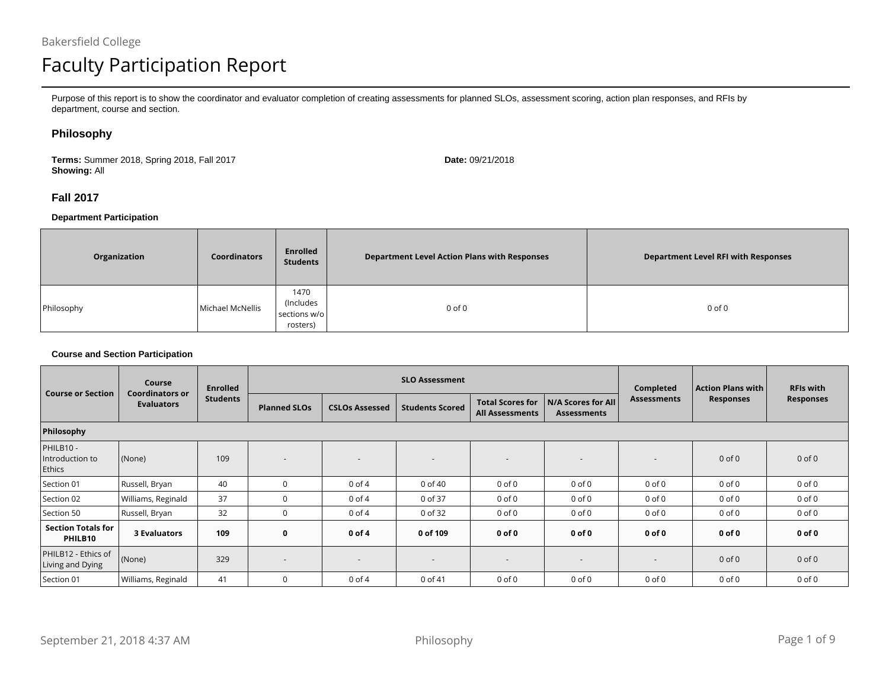Bakersfield College

# Faculty Participation Report

Purpose of this report is to show the coordinator and evaluator completion of creating assessments for planned SLOs, assessment scoring, action plan responses, and RFIs by department, course and section.

## Philosophy

**Terms:** Summer 2018, Spring 2018, Fall 2017
**Showing:** All

**Date:** 09/21/2018

## Fall 2017

### Department Participation

| Organization | Coordinators | Enrolled Students | Department Level Action Plans with Responses | Department Level RFI with Responses |
|---|---|---|---|---|
| Philosophy | Michael McNellis | 1470 (Includes sections w/o rosters) | 0 of 0 | 0 of 0 |

### Course and Section Participation

| Course or Section | Course Coordinators or Evaluators | Enrolled Students | SLO Assessment | | | | | Completed Assessments | Action Plans with Responses | RFIs with Responses |
|---|---|---|---|---|---|---|---|---|---|---|
| | | | Planned SLOs | CSLOs Assessed | Students Scored | Total Scores for All Assessments | N/A Scores for All Assessments | | | |
| **Philosophy** | | | | | | | | | | |
| PHILB10 - Introduction to Ethics | (None) | 109 | - | - | - | - | - | - | 0 of 0 | 0 of 0 |
| Section 01 | Russell, Bryan | 40 | 0 | 0 of 4 | 0 of 40 | 0 of 0 | 0 of 0 | 0 of 0 | 0 of 0 | 0 of 0 |
| Section 02 | Williams, Reginald | 37 | 0 | 0 of 4 | 0 of 37 | 0 of 0 | 0 of 0 | 0 of 0 | 0 of 0 | 0 of 0 |
| Section 50 | Russell, Bryan | 32 | 0 | 0 of 4 | 0 of 32 | 0 of 0 | 0 of 0 | 0 of 0 | 0 of 0 | 0 of 0 |
| **Section Totals for PHILB10** | **3 Evaluators** | **109** | **0** | **0 of 4** | **0 of 109** | **0 of 0** | **0 of 0** | **0 of 0** | **0 of 0** | **0 of 0** |
| PHILB12 - Ethics of Living and Dying | (None) | 329 | - | - | - | - | - | - | 0 of 0 | 0 of 0 |
| Section 01 | Williams, Reginald | 41 | 0 | 0 of 4 | 0 of 41 | 0 of 0 | 0 of 0 | 0 of 0 | 0 of 0 | 0 of 0 |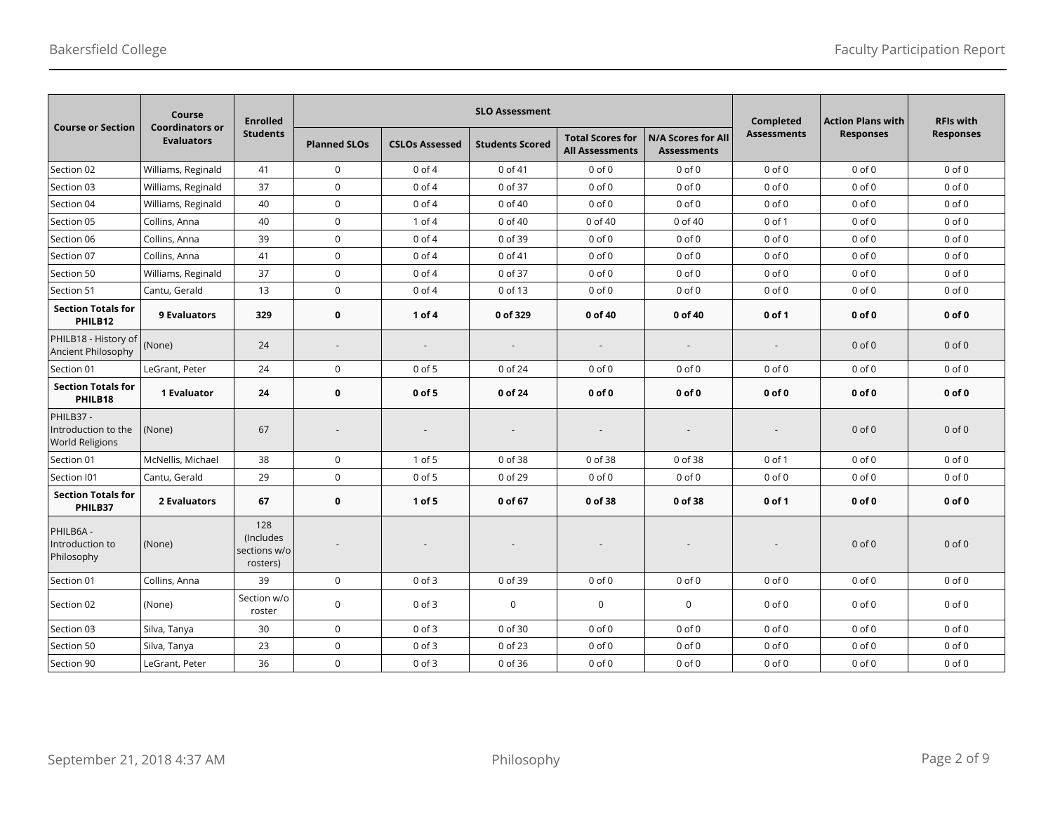| Course or Section | Course Coordinators or Evaluators | Enrolled Students | SLO Assessment | | | | | Completed Assessments | Action Plans with Responses | RFIs with Responses |
|---|---|---|---|---|---|---|---|---|---|---|
| | | | Planned SLOs | CSLOs Assessed | Students Scored | Total Scores for All Assessments | N/A Scores for All Assessments | | | |
| Section 02 | Williams, Reginald | 41 | 0 | 0 of 4 | 0 of 41 | 0 of 0 | 0 of 0 | 0 of 0 | 0 of 0 | 0 of 0 |
| Section 03 | Williams, Reginald | 37 | 0 | 0 of 4 | 0 of 37 | 0 of 0 | 0 of 0 | 0 of 0 | 0 of 0 | 0 of 0 |
| Section 04 | Williams, Reginald | 40 | 0 | 0 of 4 | 0 of 40 | 0 of 0 | 0 of 0 | 0 of 0 | 0 of 0 | 0 of 0 |
| Section 05 | Collins, Anna | 40 | 0 | 1 of 4 | 0 of 40 | 0 of 40 | 0 of 40 | 0 of 1 | 0 of 0 | 0 of 0 |
| Section 06 | Collins, Anna | 39 | 0 | 0 of 4 | 0 of 39 | 0 of 0 | 0 of 0 | 0 of 0 | 0 of 0 | 0 of 0 |
| Section 07 | Collins, Anna | 41 | 0 | 0 of 4 | 0 of 41 | 0 of 0 | 0 of 0 | 0 of 0 | 0 of 0 | 0 of 0 |
| Section 50 | Williams, Reginald | 37 | 0 | 0 of 4 | 0 of 37 | 0 of 0 | 0 of 0 | 0 of 0 | 0 of 0 | 0 of 0 |
| Section 51 | Cantu, Gerald | 13 | 0 | 0 of 4 | 0 of 13 | 0 of 0 | 0 of 0 | 0 of 0 | 0 of 0 | 0 of 0 |
| **Section Totals for PHILB12** | **9 Evaluators** | **329** | **0** | **1 of 4** | **0 of 329** | **0 of 40** | **0 of 40** | **0 of 1** | **0 of 0** | **0 of 0** |
| PHILB18 - History of Ancient Philosophy | (None) | 24 | - | - | - | - | - | - | 0 of 0 | 0 of 0 |
| Section 01 | LeGrant, Peter | 24 | 0 | 0 of 5 | 0 of 24 | 0 of 0 | 0 of 0 | 0 of 0 | 0 of 0 | 0 of 0 |
| **Section Totals for PHILB18** | **1 Evaluator** | **24** | **0** | **0 of 5** | **0 of 24** | **0 of 0** | **0 of 0** | **0 of 0** | **0 of 0** | **0 of 0** |
| PHILB37 - Introduction to the World Religions | (None) | 67 | - | - | - | - | - | - | 0 of 0 | 0 of 0 |
| Section 01 | McNellis, Michael | 38 | 0 | 1 of 5 | 0 of 38 | 0 of 38 | 0 of 38 | 0 of 1 | 0 of 0 | 0 of 0 |
| Section I01 | Cantu, Gerald | 29 | 0 | 0 of 5 | 0 of 29 | 0 of 0 | 0 of 0 | 0 of 0 | 0 of 0 | 0 of 0 |
| **Section Totals for PHILB37** | **2 Evaluators** | **67** | **0** | **1 of 5** | **0 of 67** | **0 of 38** | **0 of 38** | **0 of 1** | **0 of 0** | **0 of 0** |
| PHILB6A - Introduction to Philosophy | (None) | 128 (Includes sections w/o rosters) | - | - | - | - | - | - | 0 of 0 | 0 of 0 |
| Section 01 | Collins, Anna | 39 | 0 | 0 of 3 | 0 of 39 | 0 of 0 | 0 of 0 | 0 of 0 | 0 of 0 | 0 of 0 |
| Section 02 | (None) | Section w/o roster | 0 | 0 of 3 | 0 | 0 | 0 | 0 of 0 | 0 of 0 | 0 of 0 |
| Section 03 | Silva, Tanya | 30 | 0 | 0 of 3 | 0 of 30 | 0 of 0 | 0 of 0 | 0 of 0 | 0 of 0 | 0 of 0 |
| Section 50 | Silva, Tanya | 23 | 0 | 0 of 3 | 0 of 23 | 0 of 0 | 0 of 0 | 0 of 0 | 0 of 0 | 0 of 0 |
| Section 90 | LeGrant, Peter | 36 | 0 | 0 of 3 | 0 of 36 | 0 of 0 | 0 of 0 | 0 of 0 | 0 of 0 | 0 of 0 |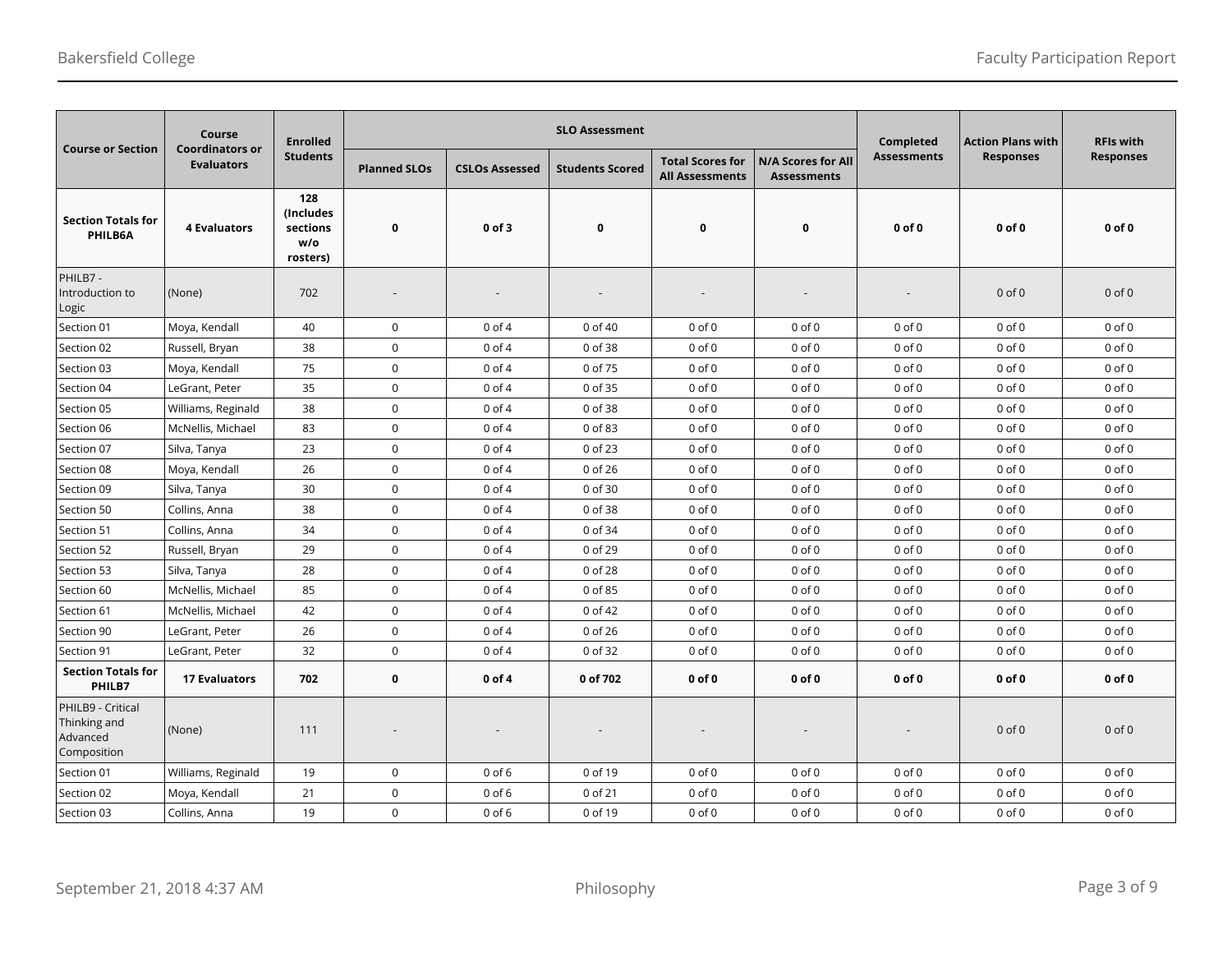| Course or Section | Course Coordinators or Evaluators | Enrolled Students | SLO Assessment | | | | | Completed Assessments | Action Plans with Responses | RFIs with Responses |
|---|---|---|---|---|---|---|---|---|---|---|
| | | | Planned SLOs | CSLOs Assessed | Students Scored | Total Scores for All Assessments | N/A Scores for All Assessments | | | |
| **Section Totals for PHILB6A** | **4 Evaluators** | **128 (Includes sections w/o rosters)** | **0** | **0 of 3** | **0** | **0** | **0** | **0 of 0** | **0 of 0** | **0 of 0** |
| PHILB7 - Introduction to Logic | (None) | 702 | - | - | - | - | - | - | 0 of 0 | 0 of 0 |
| Section 01 | Moya, Kendall | 40 | 0 | 0 of 4 | 0 of 40 | 0 of 0 | 0 of 0 | 0 of 0 | 0 of 0 | 0 of 0 |
| Section 02 | Russell, Bryan | 38 | 0 | 0 of 4 | 0 of 38 | 0 of 0 | 0 of 0 | 0 of 0 | 0 of 0 | 0 of 0 |
| Section 03 | Moya, Kendall | 75 | 0 | 0 of 4 | 0 of 75 | 0 of 0 | 0 of 0 | 0 of 0 | 0 of 0 | 0 of 0 |
| Section 04 | LeGrant, Peter | 35 | 0 | 0 of 4 | 0 of 35 | 0 of 0 | 0 of 0 | 0 of 0 | 0 of 0 | 0 of 0 |
| Section 05 | Williams, Reginald | 38 | 0 | 0 of 4 | 0 of 38 | 0 of 0 | 0 of 0 | 0 of 0 | 0 of 0 | 0 of 0 |
| Section 06 | McNellis, Michael | 83 | 0 | 0 of 4 | 0 of 83 | 0 of 0 | 0 of 0 | 0 of 0 | 0 of 0 | 0 of 0 |
| Section 07 | Silva, Tanya | 23 | 0 | 0 of 4 | 0 of 23 | 0 of 0 | 0 of 0 | 0 of 0 | 0 of 0 | 0 of 0 |
| Section 08 | Moya, Kendall | 26 | 0 | 0 of 4 | 0 of 26 | 0 of 0 | 0 of 0 | 0 of 0 | 0 of 0 | 0 of 0 |
| Section 09 | Silva, Tanya | 30 | 0 | 0 of 4 | 0 of 30 | 0 of 0 | 0 of 0 | 0 of 0 | 0 of 0 | 0 of 0 |
| Section 50 | Collins, Anna | 38 | 0 | 0 of 4 | 0 of 38 | 0 of 0 | 0 of 0 | 0 of 0 | 0 of 0 | 0 of 0 |
| Section 51 | Collins, Anna | 34 | 0 | 0 of 4 | 0 of 34 | 0 of 0 | 0 of 0 | 0 of 0 | 0 of 0 | 0 of 0 |
| Section 52 | Russell, Bryan | 29 | 0 | 0 of 4 | 0 of 29 | 0 of 0 | 0 of 0 | 0 of 0 | 0 of 0 | 0 of 0 |
| Section 53 | Silva, Tanya | 28 | 0 | 0 of 4 | 0 of 28 | 0 of 0 | 0 of 0 | 0 of 0 | 0 of 0 | 0 of 0 |
| Section 60 | McNellis, Michael | 85 | 0 | 0 of 4 | 0 of 85 | 0 of 0 | 0 of 0 | 0 of 0 | 0 of 0 | 0 of 0 |
| Section 61 | McNellis, Michael | 42 | 0 | 0 of 4 | 0 of 42 | 0 of 0 | 0 of 0 | 0 of 0 | 0 of 0 | 0 of 0 |
| Section 90 | LeGrant, Peter | 26 | 0 | 0 of 4 | 0 of 26 | 0 of 0 | 0 of 0 | 0 of 0 | 0 of 0 | 0 of 0 |
| Section 91 | LeGrant, Peter | 32 | 0 | 0 of 4 | 0 of 32 | 0 of 0 | 0 of 0 | 0 of 0 | 0 of 0 | 0 of 0 |
| **Section Totals for PHILB7** | **17 Evaluators** | **702** | **0** | **0 of 4** | **0 of 702** | **0 of 0** | **0 of 0** | **0 of 0** | **0 of 0** | **0 of 0** |
| PHILB9 - Critical Thinking and Advanced Composition | (None) | 111 | - | - | - | - | - | - | 0 of 0 | 0 of 0 |
| Section 01 | Williams, Reginald | 19 | 0 | 0 of 6 | 0 of 19 | 0 of 0 | 0 of 0 | 0 of 0 | 0 of 0 | 0 of 0 |
| Section 02 | Moya, Kendall | 21 | 0 | 0 of 6 | 0 of 21 | 0 of 0 | 0 of 0 | 0 of 0 | 0 of 0 | 0 of 0 |
| Section 03 | Collins, Anna | 19 | 0 | 0 of 6 | 0 of 19 | 0 of 0 | 0 of 0 | 0 of 0 | 0 of 0 | 0 of 0 |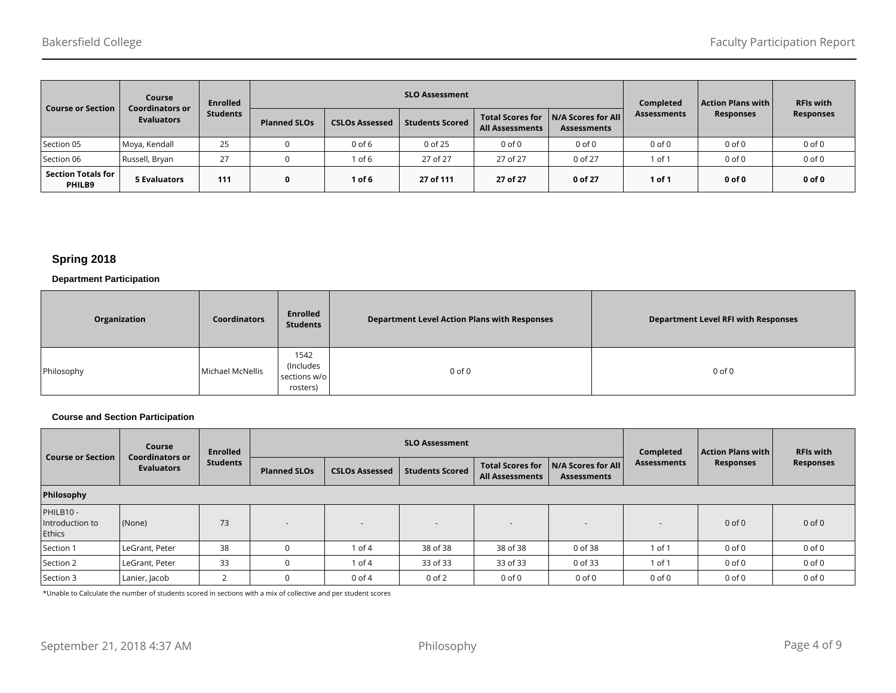| Course or Section | Course Coordinators or Evaluators | Enrolled Students | SLO Assessment | | | | | Completed Assessments | Action Plans with Responses | RFIs with Responses |
|---|---|---|---|---|---|---|---|---|---|---|
| | | | Planned SLOs | CSLOs Assessed | Students Scored | Total Scores for All Assessments | N/A Scores for All Assessments | | | |
| Section 05 | Moya, Kendall | 25 | 0 | 0 of 6 | 0 of 25 | 0 of 0 | 0 of 0 | 0 of 0 | 0 of 0 | 0 of 0 |
| Section 06 | Russell, Bryan | 27 | 0 | 1 of 6 | 27 of 27 | 27 of 27 | 0 of 27 | 1 of 1 | 0 of 0 | 0 of 0 |
| **Section Totals for PHILB9** | **5 Evaluators** | **111** | **0** | **1 of 6** | **27 of 111** | **27 of 27** | **0 of 27** | **1 of 1** | **0 of 0** | **0 of 0** |

## Spring 2018

### Department Participation

| Organization | Coordinators | Enrolled Students | Department Level Action Plans with Responses | Department Level RFI with Responses |
|---|---|---|---|---|
| Philosophy | Michael McNellis | 1542 (Includes sections w/o rosters) | 0 of 0 | 0 of 0 |

### Course and Section Participation

| Course or Section | Course Coordinators or Evaluators | Enrolled Students | SLO Assessment | | | | | Completed Assessments | Action Plans with Responses | RFIs with Responses |
|---|---|---|---|---|---|---|---|---|---|---|
| | | | Planned SLOs | CSLOs Assessed | Students Scored | Total Scores for All Assessments | N/A Scores for All Assessments | | | |
| **Philosophy** | | | | | | | | | | |
| PHILB10 - Introduction to Ethics | (None) | 73 | - | - | - | - | - | - | 0 of 0 | 0 of 0 |
| Section 1 | LeGrant, Peter | 38 | 0 | 1 of 4 | 38 of 38 | 38 of 38 | 0 of 38 | 1 of 1 | 0 of 0 | 0 of 0 |
| Section 2 | LeGrant, Peter | 33 | 0 | 1 of 4 | 33 of 33 | 33 of 33 | 0 of 33 | 1 of 1 | 0 of 0 | 0 of 0 |
| Section 3 | Lanier, Jacob | 2 | 0 | 0 of 4 | 0 of 2 | 0 of 0 | 0 of 0 | 0 of 0 | 0 of 0 | 0 of 0 |

*Unable to Calculate the number of students scored in sections with a mix of collective and per student scores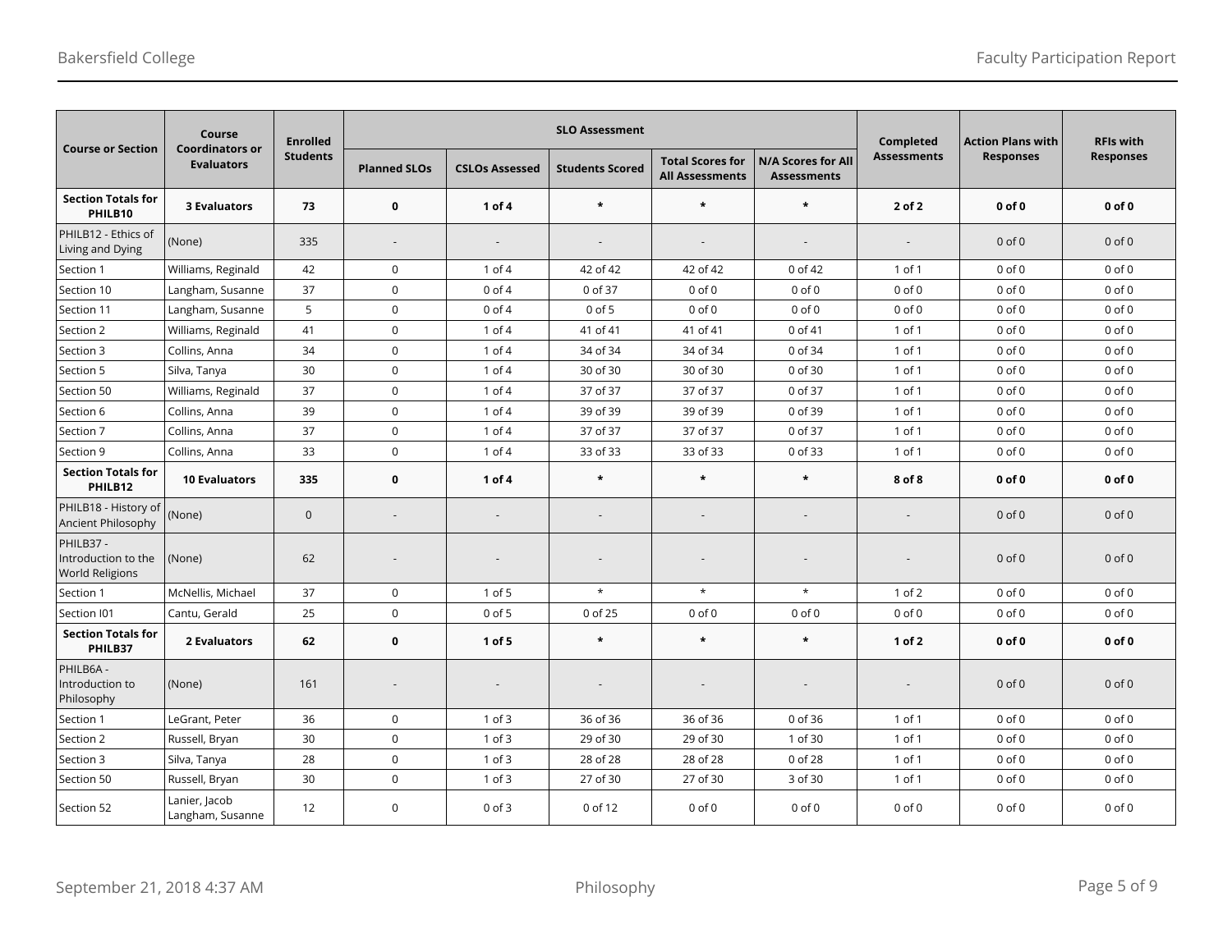| Course or Section | Course Coordinators or Evaluators | Enrolled Students | SLO Assessment | | | | | Completed Assessments | Action Plans with Responses | RFIs with Responses |
|---|---|---|---|---|---|---|---|---|---|---|
| | | | Planned SLOs | CSLOs Assessed | Students Scored | Total Scores for All Assessments | N/A Scores for All Assessments | | | |
| **Section Totals for PHILB10** | **3 Evaluators** | **73** | **0** | **1 of 4** | ***** | ***** | ***** | **2 of 2** | **0 of 0** | **0 of 0** |
| PHILB12 - Ethics of Living and Dying | (None) | 335 | - | - | - | - | - | - | 0 of 0 | 0 of 0 |
| Section 1 | Williams, Reginald | 42 | 0 | 1 of 4 | 42 of 42 | 42 of 42 | 0 of 42 | 1 of 1 | 0 of 0 | 0 of 0 |
| Section 10 | Langham, Susanne | 37 | 0 | 0 of 4 | 0 of 37 | 0 of 0 | 0 of 0 | 0 of 0 | 0 of 0 | 0 of 0 |
| Section 11 | Langham, Susanne | 5 | 0 | 0 of 4 | 0 of 5 | 0 of 0 | 0 of 0 | 0 of 0 | 0 of 0 | 0 of 0 |
| Section 2 | Williams, Reginald | 41 | 0 | 1 of 4 | 41 of 41 | 41 of 41 | 0 of 41 | 1 of 1 | 0 of 0 | 0 of 0 |
| Section 3 | Collins, Anna | 34 | 0 | 1 of 4 | 34 of 34 | 34 of 34 | 0 of 34 | 1 of 1 | 0 of 0 | 0 of 0 |
| Section 5 | Silva, Tanya | 30 | 0 | 1 of 4 | 30 of 30 | 30 of 30 | 0 of 30 | 1 of 1 | 0 of 0 | 0 of 0 |
| Section 50 | Williams, Reginald | 37 | 0 | 1 of 4 | 37 of 37 | 37 of 37 | 0 of 37 | 1 of 1 | 0 of 0 | 0 of 0 |
| Section 6 | Collins, Anna | 39 | 0 | 1 of 4 | 39 of 39 | 39 of 39 | 0 of 39 | 1 of 1 | 0 of 0 | 0 of 0 |
| Section 7 | Collins, Anna | 37 | 0 | 1 of 4 | 37 of 37 | 37 of 37 | 0 of 37 | 1 of 1 | 0 of 0 | 0 of 0 |
| Section 9 | Collins, Anna | 33 | 0 | 1 of 4 | 33 of 33 | 33 of 33 | 0 of 33 | 1 of 1 | 0 of 0 | 0 of 0 |
| **Section Totals for PHILB12** | **10 Evaluators** | **335** | **0** | **1 of 4** | ***** | ***** | ***** | **8 of 8** | **0 of 0** | **0 of 0** |
| PHILB18 - History of Ancient Philosophy | (None) | 0 | - | - | - | - | - | - | 0 of 0 | 0 of 0 |
| PHILB37 - Introduction to the World Religions | (None) | 62 | - | - | - | - | - | - | 0 of 0 | 0 of 0 |
| Section 1 | McNellis, Michael | 37 | 0 | 1 of 5 | * | * | * | 1 of 2 | 0 of 0 | 0 of 0 |
| Section I01 | Cantu, Gerald | 25 | 0 | 0 of 5 | 0 of 25 | 0 of 0 | 0 of 0 | 0 of 0 | 0 of 0 | 0 of 0 |
| **Section Totals for PHILB37** | **2 Evaluators** | **62** | **0** | **1 of 5** | ***** | ***** | ***** | **1 of 2** | **0 of 0** | **0 of 0** |
| PHILB6A - Introduction to Philosophy | (None) | 161 | - | - | - | - | - | - | 0 of 0 | 0 of 0 |
| Section 1 | LeGrant, Peter | 36 | 0 | 1 of 3 | 36 of 36 | 36 of 36 | 0 of 36 | 1 of 1 | 0 of 0 | 0 of 0 |
| Section 2 | Russell, Bryan | 30 | 0 | 1 of 3 | 29 of 30 | 29 of 30 | 1 of 30 | 1 of 1 | 0 of 0 | 0 of 0 |
| Section 3 | Silva, Tanya | 28 | 0 | 1 of 3 | 28 of 28 | 28 of 28 | 0 of 28 | 1 of 1 | 0 of 0 | 0 of 0 |
| Section 50 | Russell, Bryan | 30 | 0 | 1 of 3 | 27 of 30 | 27 of 30 | 3 of 30 | 1 of 1 | 0 of 0 | 0 of 0 |
| Section 52 | Lanier, Jacob<br>Langham, Susanne | 12 | 0 | 0 of 3 | 0 of 12 | 0 of 0 | 0 of 0 | 0 of 0 | 0 of 0 | 0 of 0 |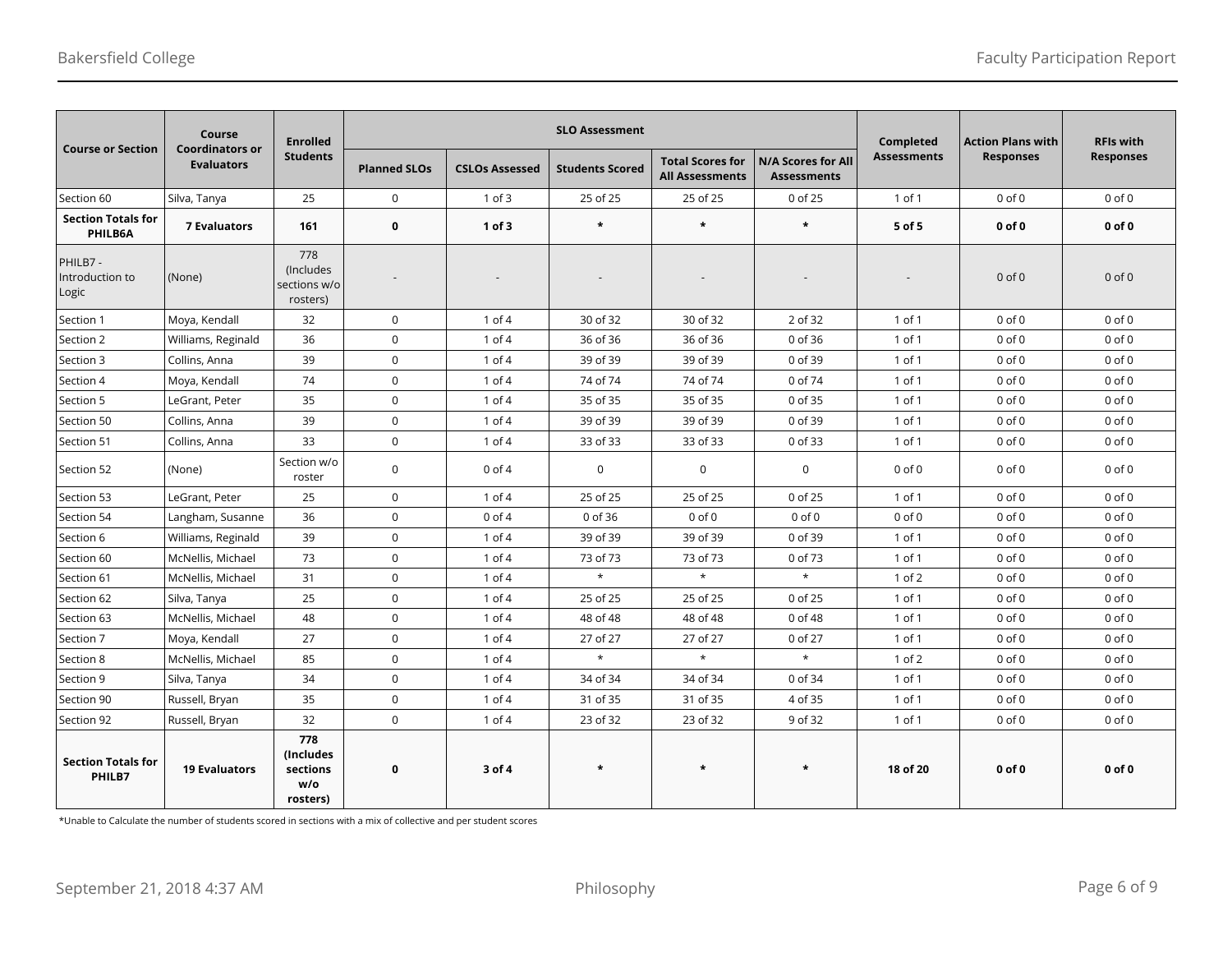| Course or Section | Course Coordinators or Evaluators | Enrolled Students | SLO Assessment | | | | | Completed Assessments | Action Plans with Responses | RFIs with Responses |
|---|---|---|---|---|---|---|---|---|---|---|
| | | | Planned SLOs | CSLOs Assessed | Students Scored | Total Scores for All Assessments | N/A Scores for All Assessments | | | |
| Section 60 | Silva, Tanya | 25 | 0 | 1 of 3 | 25 of 25 | 25 of 25 | 0 of 25 | 1 of 1 | 0 of 0 | 0 of 0 |
| **Section Totals for PHILB6A** | **7 Evaluators** | **161** | **0** | **1 of 3** | * | * | * | **5 of 5** | **0 of 0** | **0 of 0** |
| PHILB7 - Introduction to Logic | (None) | 778 (Includes sections w/o rosters) | - | - | - | - | - | - | 0 of 0 | 0 of 0 |
| Section 1 | Moya, Kendall | 32 | 0 | 1 of 4 | 30 of 32 | 30 of 32 | 2 of 32 | 1 of 1 | 0 of 0 | 0 of 0 |
| Section 2 | Williams, Reginald | 36 | 0 | 1 of 4 | 36 of 36 | 36 of 36 | 0 of 36 | 1 of 1 | 0 of 0 | 0 of 0 |
| Section 3 | Collins, Anna | 39 | 0 | 1 of 4 | 39 of 39 | 39 of 39 | 0 of 39 | 1 of 1 | 0 of 0 | 0 of 0 |
| Section 4 | Moya, Kendall | 74 | 0 | 1 of 4 | 74 of 74 | 74 of 74 | 0 of 74 | 1 of 1 | 0 of 0 | 0 of 0 |
| Section 5 | LeGrant, Peter | 35 | 0 | 1 of 4 | 35 of 35 | 35 of 35 | 0 of 35 | 1 of 1 | 0 of 0 | 0 of 0 |
| Section 50 | Collins, Anna | 39 | 0 | 1 of 4 | 39 of 39 | 39 of 39 | 0 of 39 | 1 of 1 | 0 of 0 | 0 of 0 |
| Section 51 | Collins, Anna | 33 | 0 | 1 of 4 | 33 of 33 | 33 of 33 | 0 of 33 | 1 of 1 | 0 of 0 | 0 of 0 |
| Section 52 | (None) | Section w/o roster | 0 | 0 of 4 | 0 | 0 | 0 | 0 of 0 | 0 of 0 | 0 of 0 |
| Section 53 | LeGrant, Peter | 25 | 0 | 1 of 4 | 25 of 25 | 25 of 25 | 0 of 25 | 1 of 1 | 0 of 0 | 0 of 0 |
| Section 54 | Langham, Susanne | 36 | 0 | 0 of 4 | 0 of 36 | 0 of 0 | 0 of 0 | 0 of 0 | 0 of 0 | 0 of 0 |
| Section 6 | Williams, Reginald | 39 | 0 | 1 of 4 | 39 of 39 | 39 of 39 | 0 of 39 | 1 of 1 | 0 of 0 | 0 of 0 |
| Section 60 | McNellis, Michael | 73 | 0 | 1 of 4 | 73 of 73 | 73 of 73 | 0 of 73 | 1 of 1 | 0 of 0 | 0 of 0 |
| Section 61 | McNellis, Michael | 31 | 0 | 1 of 4 | * | * | * | 1 of 2 | 0 of 0 | 0 of 0 |
| Section 62 | Silva, Tanya | 25 | 0 | 1 of 4 | 25 of 25 | 25 of 25 | 0 of 25 | 1 of 1 | 0 of 0 | 0 of 0 |
| Section 63 | McNellis, Michael | 48 | 0 | 1 of 4 | 48 of 48 | 48 of 48 | 0 of 48 | 1 of 1 | 0 of 0 | 0 of 0 |
| Section 7 | Moya, Kendall | 27 | 0 | 1 of 4 | 27 of 27 | 27 of 27 | 0 of 27 | 1 of 1 | 0 of 0 | 0 of 0 |
| Section 8 | McNellis, Michael | 85 | 0 | 1 of 4 | * | * | * | 1 of 2 | 0 of 0 | 0 of 0 |
| Section 9 | Silva, Tanya | 34 | 0 | 1 of 4 | 34 of 34 | 34 of 34 | 0 of 34 | 1 of 1 | 0 of 0 | 0 of 0 |
| Section 90 | Russell, Bryan | 35 | 0 | 1 of 4 | 31 of 35 | 31 of 35 | 4 of 35 | 1 of 1 | 0 of 0 | 0 of 0 |
| Section 92 | Russell, Bryan | 32 | 0 | 1 of 4 | 23 of 32 | 23 of 32 | 9 of 32 | 1 of 1 | 0 of 0 | 0 of 0 |
| **Section Totals for PHILB7** | **19 Evaluators** | **778 (Includes sections w/o rosters)** | **0** | **3 of 4** | * | * | * | **18 of 20** | **0 of 0** | **0 of 0** |

*Unable to Calculate the number of students scored in sections with a mix of collective and per student scores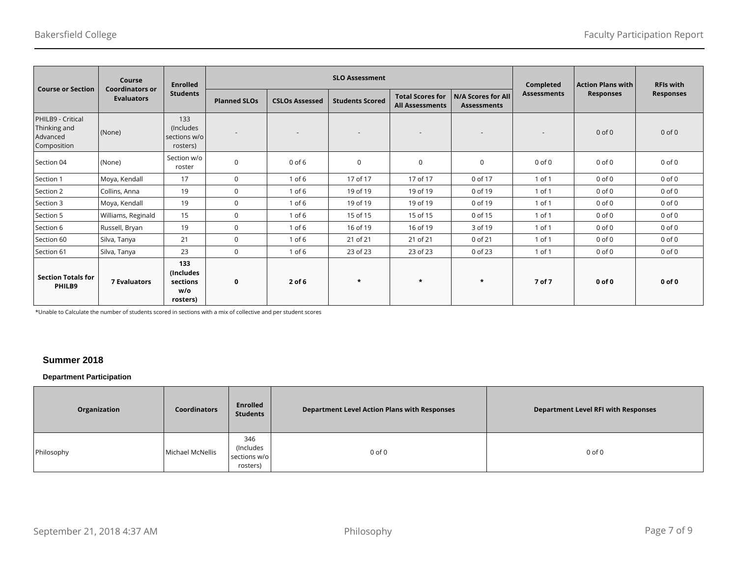| Course or Section | Course Coordinators or Evaluators | Enrolled Students | SLO Assessment | | | | | Completed Assessments | Action Plans with Responses | RFIs with Responses |
|---|---|---|---|---|---|---|---|---|---|---|
| | | | Planned SLOs | CSLOs Assessed | Students Scored | Total Scores for All Assessments | N/A Scores for All Assessments | | | |
| PHILB9 - Critical Thinking and Advanced Composition | (None) | 133 (Includes sections w/o rosters) | - | - | - | - | - | - | 0 of 0 | 0 of 0 |
| Section 04 | (None) | Section w/o roster | 0 | 0 of 6 | 0 | 0 | 0 | 0 of 0 | 0 of 0 | 0 of 0 |
| Section 1 | Moya, Kendall | 17 | 0 | 1 of 6 | 17 of 17 | 17 of 17 | 0 of 17 | 1 of 1 | 0 of 0 | 0 of 0 |
| Section 2 | Collins, Anna | 19 | 0 | 1 of 6 | 19 of 19 | 19 of 19 | 0 of 19 | 1 of 1 | 0 of 0 | 0 of 0 |
| Section 3 | Moya, Kendall | 19 | 0 | 1 of 6 | 19 of 19 | 19 of 19 | 0 of 19 | 1 of 1 | 0 of 0 | 0 of 0 |
| Section 5 | Williams, Reginald | 15 | 0 | 1 of 6 | 15 of 15 | 15 of 15 | 0 of 15 | 1 of 1 | 0 of 0 | 0 of 0 |
| Section 6 | Russell, Bryan | 19 | 0 | 1 of 6 | 16 of 19 | 16 of 19 | 3 of 19 | 1 of 1 | 0 of 0 | 0 of 0 |
| Section 60 | Silva, Tanya | 21 | 0 | 1 of 6 | 21 of 21 | 21 of 21 | 0 of 21 | 1 of 1 | 0 of 0 | 0 of 0 |
| Section 61 | Silva, Tanya | 23 | 0 | 1 of 6 | 23 of 23 | 23 of 23 | 0 of 23 | 1 of 1 | 0 of 0 | 0 of 0 |
| **Section Totals for PHILB9** | **7 Evaluators** | **133 (Includes sections w/o rosters)** | **0** | **2 of 6** | ***** | ***** | ***** | **7 of 7** | **0 of 0** | **0 of 0** |

*Unable to Calculate the number of students scored in sections with a mix of collective and per student scores

## Summer 2018

### Department Participation

| Organization | Coordinators | Enrolled Students | Department Level Action Plans with Responses | Department Level RFI with Responses |
|---|---|---|---|---|
| Philosophy | Michael McNellis | 346 (Includes sections w/o rosters) | 0 of 0 | 0 of 0 |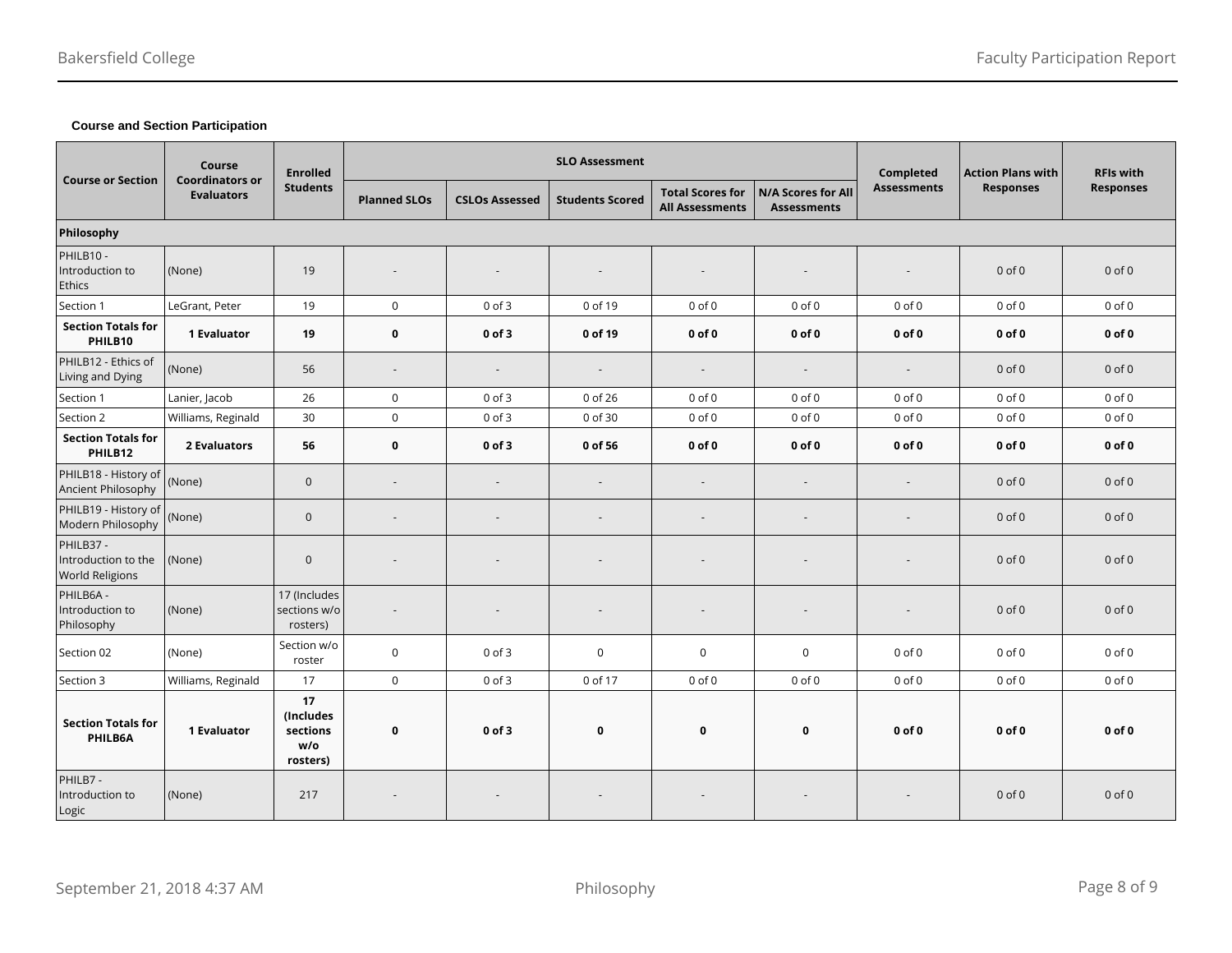**Course and Section Participation**

| Course or Section | Course Coordinators or Evaluators | Enrolled Students | SLO Assessment | | | | | Completed Assessments | Action Plans with Responses | RFIs with Responses |
|---|---|---|---|---|---|---|---|---|---|---|
| | | | Planned SLOs | CSLOs Assessed | Students Scored | Total Scores for All Assessments | N/A Scores for All Assessments | | | |
| **Philosophy** | | | | | | | | | | |
| PHILB10 - Introduction to Ethics | (None) | 19 | - | - | - | - | - | - | 0 of 0 | 0 of 0 |
| Section 1 | LeGrant, Peter | 19 | 0 | 0 of 3 | 0 of 19 | 0 of 0 | 0 of 0 | 0 of 0 | 0 of 0 | 0 of 0 |
| **Section Totals for PHILB10** | **1 Evaluator** | **19** | **0** | **0 of 3** | **0 of 19** | **0 of 0** | **0 of 0** | **0 of 0** | **0 of 0** | **0 of 0** |
| PHILB12 - Ethics of Living and Dying | (None) | 56 | - | - | - | - | - | - | 0 of 0 | 0 of 0 |
| Section 1 | Lanier, Jacob | 26 | 0 | 0 of 3 | 0 of 26 | 0 of 0 | 0 of 0 | 0 of 0 | 0 of 0 | 0 of 0 |
| Section 2 | Williams, Reginald | 30 | 0 | 0 of 3 | 0 of 30 | 0 of 0 | 0 of 0 | 0 of 0 | 0 of 0 | 0 of 0 |
| **Section Totals for PHILB12** | **2 Evaluators** | **56** | **0** | **0 of 3** | **0 of 56** | **0 of 0** | **0 of 0** | **0 of 0** | **0 of 0** | **0 of 0** |
| PHILB18 - History of Ancient Philosophy | (None) | 0 | - | - | - | - | - | - | 0 of 0 | 0 of 0 |
| PHILB19 - History of Modern Philosophy | (None) | 0 | - | - | - | - | - | - | 0 of 0 | 0 of 0 |
| PHILB37 - Introduction to the World Religions | (None) | 0 | - | - | - | - | - | - | 0 of 0 | 0 of 0 |
| PHILB6A - Introduction to Philosophy | (None) | 17 (Includes sections w/o rosters) | - | - | - | - | - | - | 0 of 0 | 0 of 0 |
| Section 02 | (None) | Section w/o roster | 0 | 0 of 3 | 0 | 0 | 0 | 0 of 0 | 0 of 0 | 0 of 0 |
| Section 3 | Williams, Reginald | 17 | 0 | 0 of 3 | 0 of 17 | 0 of 0 | 0 of 0 | 0 of 0 | 0 of 0 | 0 of 0 |
| **Section Totals for PHILB6A** | **1 Evaluator** | **17 (Includes sections w/o rosters)** | **0** | **0 of 3** | **0** | **0** | **0** | **0 of 0** | **0 of 0** | **0 of 0** |
| PHILB7 - Introduction to Logic | (None) | 217 | - | - | - | - | - | - | 0 of 0 | 0 of 0 |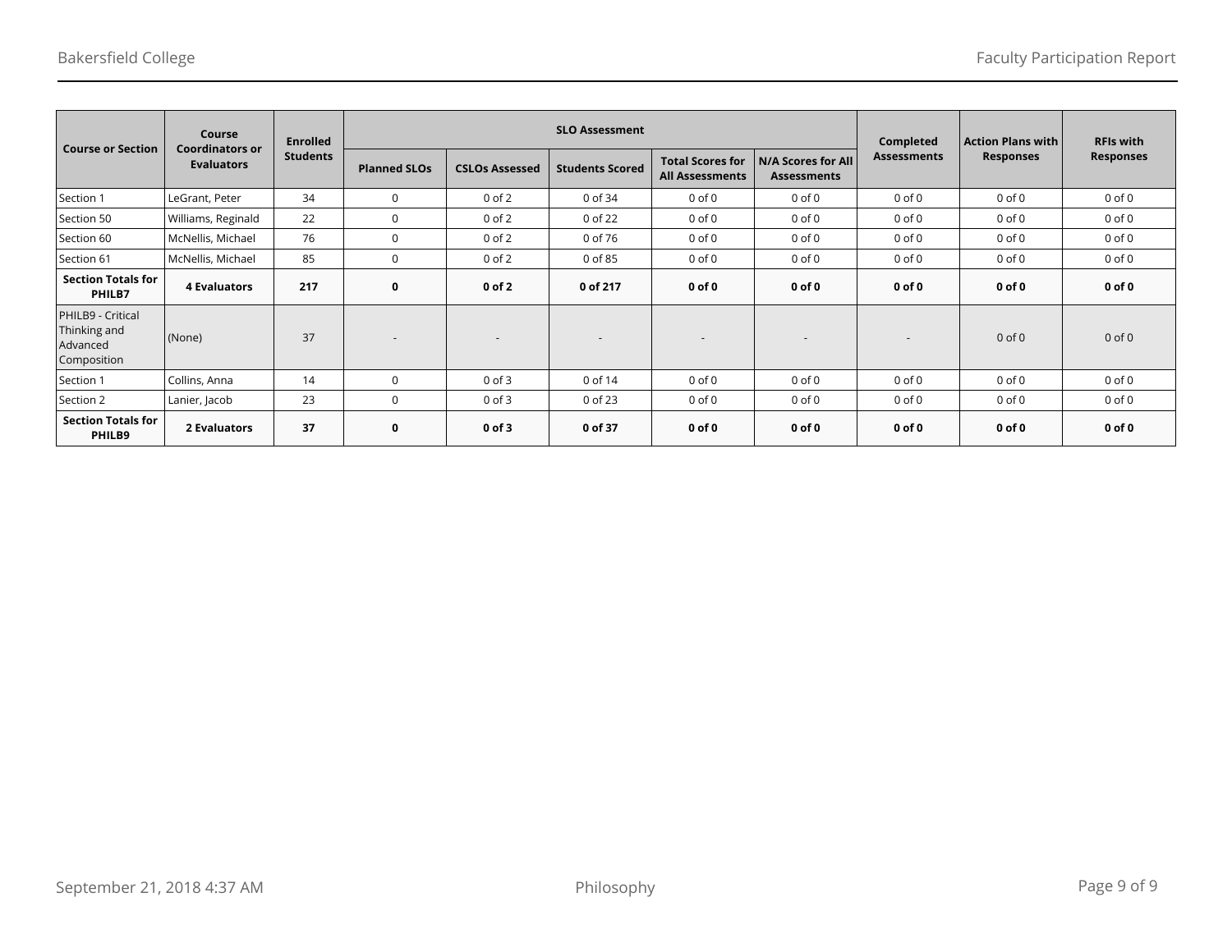| Course or Section | Course Coordinators or Evaluators | Enrolled Students | SLO Assessment | | | | | Completed Assessments | Action Plans with Responses | RFIs with Responses |
|---|---|---|---|---|---|---|---|---|---|---|
| | | | Planned SLOs | CSLOs Assessed | Students Scored | Total Scores for All Assessments | N/A Scores for All Assessments | | | |
| Section 1 | LeGrant, Peter | 34 | 0 | 0 of 2 | 0 of 34 | 0 of 0 | 0 of 0 | 0 of 0 | 0 of 0 | 0 of 0 |
| Section 50 | Williams, Reginald | 22 | 0 | 0 of 2 | 0 of 22 | 0 of 0 | 0 of 0 | 0 of 0 | 0 of 0 | 0 of 0 |
| Section 60 | McNellis, Michael | 76 | 0 | 0 of 2 | 0 of 76 | 0 of 0 | 0 of 0 | 0 of 0 | 0 of 0 | 0 of 0 |
| Section 61 | McNellis, Michael | 85 | 0 | 0 of 2 | 0 of 85 | 0 of 0 | 0 of 0 | 0 of 0 | 0 of 0 | 0 of 0 |
| **Section Totals for PHILB7** | **4 Evaluators** | **217** | **0** | **0 of 2** | **0 of 217** | **0 of 0** | **0 of 0** | **0 of 0** | **0 of 0** | **0 of 0** |
| PHILB9 - Critical Thinking and Advanced Composition | (None) | 37 | - | - | - | - | - | - | 0 of 0 | 0 of 0 |
| Section 1 | Collins, Anna | 14 | 0 | 0 of 3 | 0 of 14 | 0 of 0 | 0 of 0 | 0 of 0 | 0 of 0 | 0 of 0 |
| Section 2 | Lanier, Jacob | 23 | 0 | 0 of 3 | 0 of 23 | 0 of 0 | 0 of 0 | 0 of 0 | 0 of 0 | 0 of 0 |
| **Section Totals for PHILB9** | **2 Evaluators** | **37** | **0** | **0 of 3** | **0 of 37** | **0 of 0** | **0 of 0** | **0 of 0** | **0 of 0** | **0 of 0** |